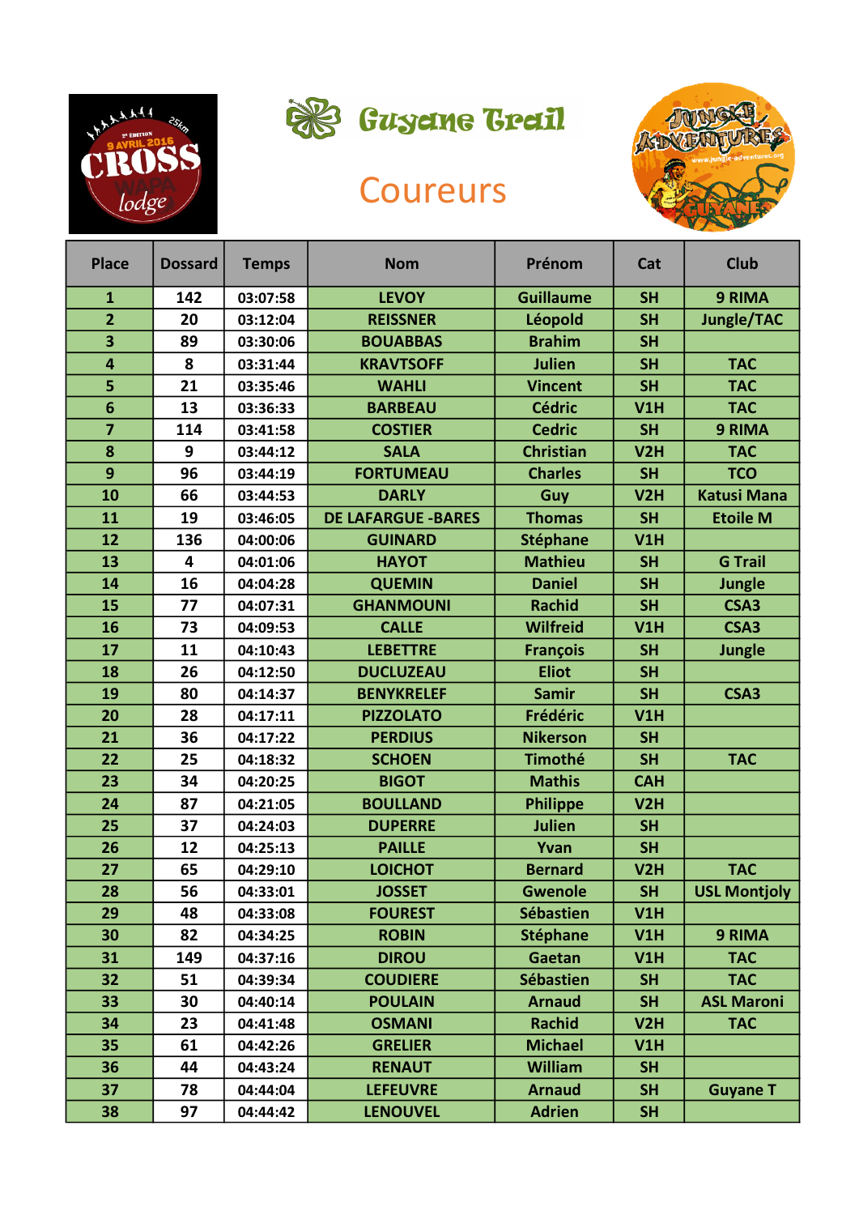Guyane Trail

# Coureurs

| Place | Dossard | Temps | Nom | Prénom | Cat | Club |
|---|---|---|---|---|---|---|
| 1 | 142 | 03:07:58 | LEVOY | Guillaume | SH | 9 RIMA |
| 2 | 20 | 03:12:04 | REISSNER | Léopold | SH | Jungle/TAC |
| 3 | 89 | 03:30:06 | BOUABBAS | Brahim | SH | |
| 4 | 8 | 03:31:44 | KRAVTSOFF | Julien | SH | TAC |
| 5 | 21 | 03:35:46 | WAHLI | Vincent | SH | TAC |
| 6 | 13 | 03:36:33 | BARBEAU | Cédric | V1H | TAC |
| 7 | 114 | 03:41:58 | COSTIER | Cedric | SH | 9 RIMA |
| 8 | 9 | 03:44:12 | SALA | Christian | V2H | TAC |
| 9 | 96 | 03:44:19 | FORTUMEAU | Charles | SH | TCO |
| 10 | 66 | 03:44:53 | DARLY | Guy | V2H | Katusi Mana |
| 11 | 19 | 03:46:05 | DE LAFARGUE -BARES | Thomas | SH | Etoile M |
| 12 | 136 | 04:00:06 | GUINARD | Stéphane | V1H | |
| 13 | 4 | 04:01:06 | HAYOT | Mathieu | SH | G Trail |
| 14 | 16 | 04:04:28 | QUEMIN | Daniel | SH | Jungle |
| 15 | 77 | 04:07:31 | GHANMOUNI | Rachid | SH | CSA3 |
| 16 | 73 | 04:09:53 | CALLE | Wilfreid | V1H | CSA3 |
| 17 | 11 | 04:10:43 | LEBETTRE | François | SH | Jungle |
| 18 | 26 | 04:12:50 | DUCLUZEAU | Eliot | SH | |
| 19 | 80 | 04:14:37 | BENYKRELEF | Samir | SH | CSA3 |
| 20 | 28 | 04:17:11 | PIZZOLATO | Frédéric | V1H | |
| 21 | 36 | 04:17:22 | PERDIUS | Nikerson | SH | |
| 22 | 25 | 04:18:32 | SCHOEN | Timothé | SH | TAC |
| 23 | 34 | 04:20:25 | BIGOT | Mathis | CAH | |
| 24 | 87 | 04:21:05 | BOULLAND | Philippe | V2H | |
| 25 | 37 | 04:24:03 | DUPERRE | Julien | SH | |
| 26 | 12 | 04:25:13 | PAILLE | Yvan | SH | |
| 27 | 65 | 04:29:10 | LOICHOT | Bernard | V2H | TAC |
| 28 | 56 | 04:33:01 | JOSSET | Gwenole | SH | USL Montjoly |
| 29 | 48 | 04:33:08 | FOUREST | Sébastien | V1H | |
| 30 | 82 | 04:34:25 | ROBIN | Stéphane | V1H | 9 RIMA |
| 31 | 149 | 04:37:16 | DIROU | Gaetan | V1H | TAC |
| 32 | 51 | 04:39:34 | COUDIERE | Sébastien | SH | TAC |
| 33 | 30 | 04:40:14 | POULAIN | Arnaud | SH | ASL Maroni |
| 34 | 23 | 04:41:48 | OSMANI | Rachid | V2H | TAC |
| 35 | 61 | 04:42:26 | GRELIER | Michael | V1H | |
| 36 | 44 | 04:43:24 | RENAUT | William | SH | |
| 37 | 78 | 04:44:04 | LEFEUVRE | Arnaud | SH | Guyane T |
| 38 | 97 | 04:44:42 | LENOUVEL | Adrien | SH | |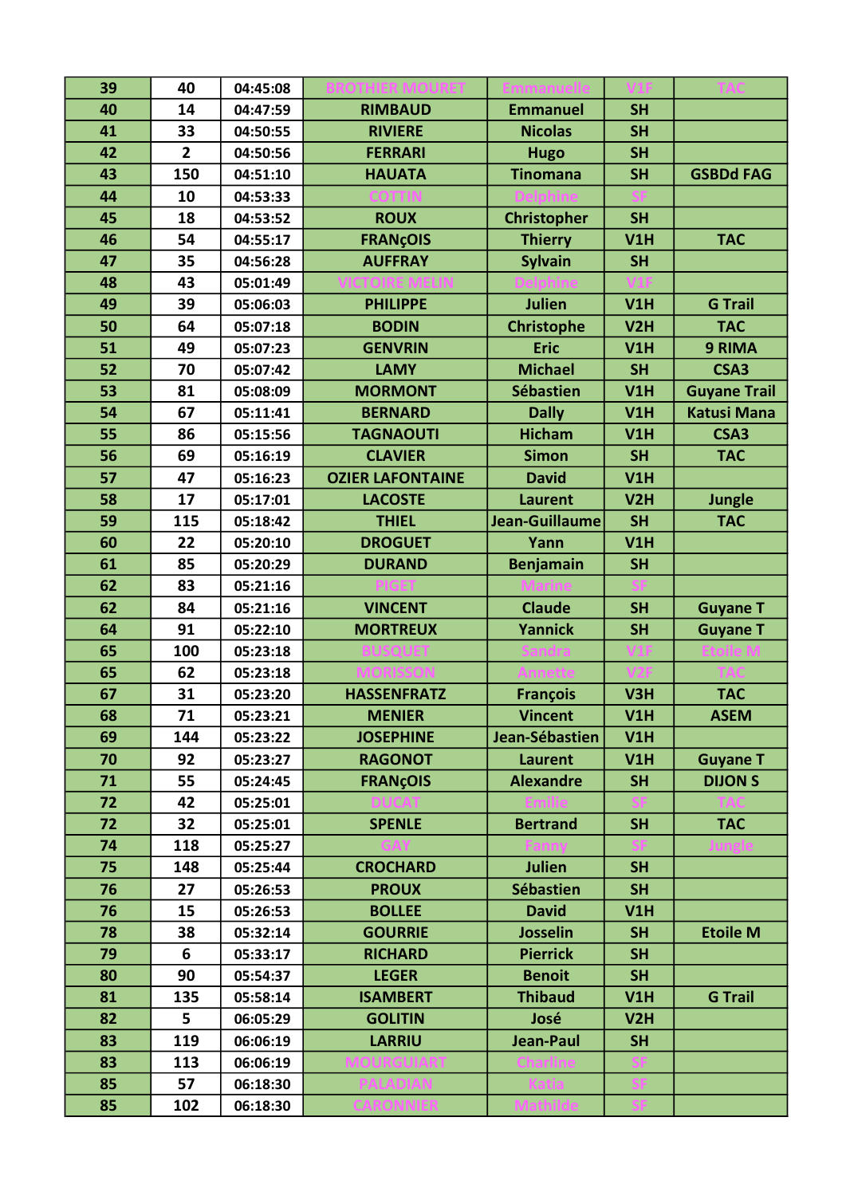| | | | | | | |
|---|---|---|---|---|---|---|
| 39 | 40 | 04:45:08 | BROTHIER MOURET | Emmanuelle | V1F | TAC |
| 40 | 14 | 04:47:59 | RIMBAUD | Emmanuel | SH | |
| 41 | 33 | 04:50:55 | RIVIERE | Nicolas | SH | |
| 42 | 2 | 04:50:56 | FERRARI | Hugo | SH | |
| 43 | 150 | 04:51:10 | HAUATA | Tinomana | SH | GSBDd FAG |
| 44 | 10 | 04:53:33 | COTTIN | Delphine | SF | |
| 45 | 18 | 04:53:52 | ROUX | Christopher | SH | |
| 46 | 54 | 04:55:17 | FRANçOIS | Thierry | V1H | TAC |
| 47 | 35 | 04:56:28 | AUFFRAY | Sylvain | SH | |
| 48 | 43 | 05:01:49 | VICTOIRE MELIN | Delphine | V1F | |
| 49 | 39 | 05:06:03 | PHILIPPE | Julien | V1H | G Trail |
| 50 | 64 | 05:07:18 | BODIN | Christophe | V2H | TAC |
| 51 | 49 | 05:07:23 | GENVRIN | Eric | V1H | 9 RIMA |
| 52 | 70 | 05:07:42 | LAMY | Michael | SH | CSA3 |
| 53 | 81 | 05:08:09 | MORMONT | Sébastien | V1H | Guyane Trail |
| 54 | 67 | 05:11:41 | BERNARD | Dally | V1H | Katusi Mana |
| 55 | 86 | 05:15:56 | TAGNAOUTI | Hicham | V1H | CSA3 |
| 56 | 69 | 05:16:19 | CLAVIER | Simon | SH | TAC |
| 57 | 47 | 05:16:23 | OZIER LAFONTAINE | David | V1H | |
| 58 | 17 | 05:17:01 | LACOSTE | Laurent | V2H | Jungle |
| 59 | 115 | 05:18:42 | THIEL | Jean-Guillaume | SH | TAC |
| 60 | 22 | 05:20:10 | DROGUET | Yann | V1H | |
| 61 | 85 | 05:20:29 | DURAND | Benjamain | SH | |
| 62 | 83 | 05:21:16 | PIGET | Marine | SF | |
| 62 | 84 | 05:21:16 | VINCENT | Claude | SH | Guyane T |
| 64 | 91 | 05:22:10 | MORTREUX | Yannick | SH | Guyane T |
| 65 | 100 | 05:23:18 | BUSQUET | Sandra | V1F | Etoile M |
| 65 | 62 | 05:23:18 | MORISSON | Annette | V2F | TAC |
| 67 | 31 | 05:23:20 | HASSENFRATZ | François | V3H | TAC |
| 68 | 71 | 05:23:21 | MENIER | Vincent | V1H | ASEM |
| 69 | 144 | 05:23:22 | JOSEPHINE | Jean-Sébastien | V1H | |
| 70 | 92 | 05:23:27 | RAGONOT | Laurent | V1H | Guyane T |
| 71 | 55 | 05:24:45 | FRANçOIS | Alexandre | SH | DIJON S |
| 72 | 42 | 05:25:01 | DUCAT | Emilie | SF | TAC |
| 72 | 32 | 05:25:01 | SPENLE | Bertrand | SH | TAC |
| 74 | 118 | 05:25:27 | GAY | Fanny | SF | Jungle |
| 75 | 148 | 05:25:44 | CROCHARD | Julien | SH | |
| 76 | 27 | 05:26:53 | PROUX | Sébastien | SH | |
| 76 | 15 | 05:26:53 | BOLLEE | David | V1H | |
| 78 | 38 | 05:32:14 | GOURRIE | Josselin | SH | Etoile M |
| 79 | 6 | 05:33:17 | RICHARD | Pierrick | SH | |
| 80 | 90 | 05:54:37 | LEGER | Benoit | SH | |
| 81 | 135 | 05:58:14 | ISAMBERT | Thibaud | V1H | G Trail |
| 82 | 5 | 06:05:29 | GOLITIN | José | V2H | |
| 83 | 119 | 06:06:19 | LARRIU | Jean-Paul | SH | |
| 83 | 113 | 06:06:19 | MOURGUIART | Charline | SF | |
| 85 | 57 | 06:18:30 | PALADIAN | Katia | SF | |
| 85 | 102 | 06:18:30 | CARONNIER | Mathilde | SF | |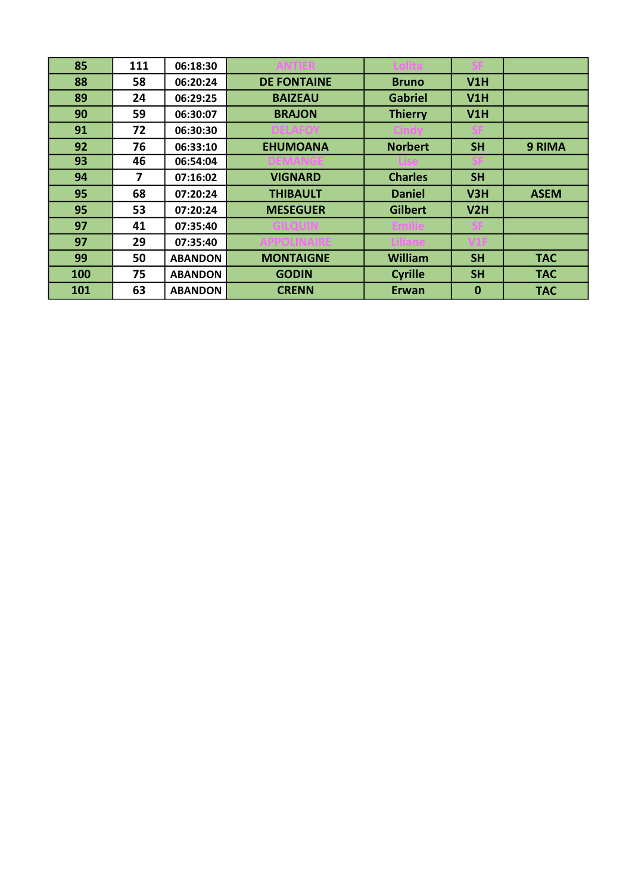| | | | | | | |
|---|---|---|---|---|---|---|
| 85 | 111 | 06:18:30 | ANTIER | Lolita | SF | |
| 88 | 58 | 06:20:24 | DE FONTAINE | Bruno | V1H | |
| 89 | 24 | 06:29:25 | BAIZEAU | Gabriel | V1H | |
| 90 | 59 | 06:30:07 | BRAJON | Thierry | V1H | |
| 91 | 72 | 06:30:30 | DELAFOY | Cindy | SF | |
| 92 | 76 | 06:33:10 | EHUMOANA | Norbert | SH | 9 RIMA |
| 93 | 46 | 06:54:04 | DEMANGE | Lise | SF | |
| 94 | 7 | 07:16:02 | VIGNARD | Charles | SH | |
| 95 | 68 | 07:20:24 | THIBAULT | Daniel | V3H | ASEM |
| 95 | 53 | 07:20:24 | MESEGUER | Gilbert | V2H | |
| 97 | 41 | 07:35:40 | GILQUIN | Emilie | SF | |
| 97 | 29 | 07:35:40 | APPOLINAIRE | Liliane | V1F | |
| 99 | 50 | ABANDON | MONTAIGNE | William | SH | TAC |
| 100 | 75 | ABANDON | GODIN | Cyrille | SH | TAC |
| 101 | 63 | ABANDON | CRENN | Erwan | 0 | TAC |